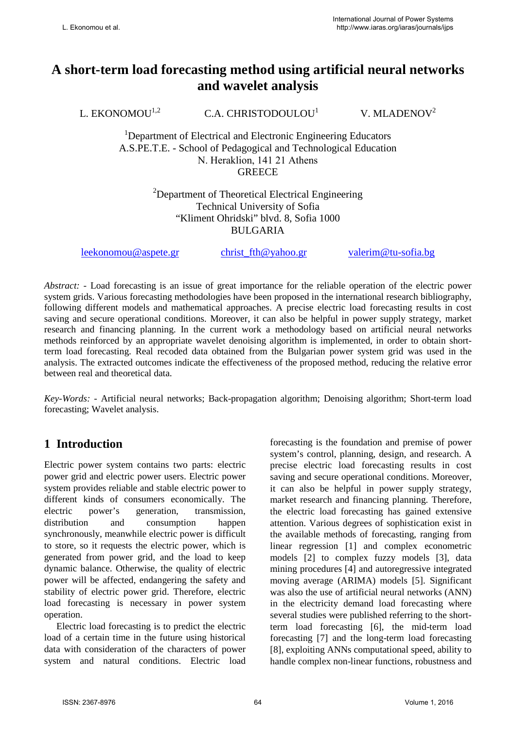# A short-term load forecasting method using artificial neural networks and wavelet analysis

L. EKONOMOU[1,2] C.A. CHRISTODOULOU[1] V. MLADENOV[2]

[1]Department of Electrical and Electronic Engineering Educators
A.S.PE.T.E. - School of Pedagogical and Technological Education
N. Heraklion, 141 21 Athens
GREECE

[2]Department of Theoretical Electrical Engineering
Technical University of Sofia
"Kliment Ohridski" blvd. 8, Sofia 1000
BULGARIA

leekonomou@aspete.gr christ_fth@yahoo.gr valerim@tu-sofia.bg

*Abstract:* - Load forecasting is an issue of great importance for the reliable operation of the electric power system grids. Various forecasting methodologies have been proposed in the international research bibliography, following different models and mathematical approaches. A precise electric load forecasting results in cost saving and secure operational conditions. Moreover, it can also be helpful in power supply strategy, market research and financing planning. In the current work a methodology based on artificial neural networks methods reinforced by an appropriate wavelet denoising algorithm is implemented, in order to obtain short-term load forecasting. Real recoded data obtained from the Bulgarian power system grid was used in the analysis. The extracted outcomes indicate the effectiveness of the proposed method, reducing the relative error between real and theoretical data.

*Key-Words:* - Artificial neural networks; Back-propagation algorithm; Denoising algorithm; Short-term load forecasting; Wavelet analysis.

## 1 Introduction

Electric power system contains two parts: electric power grid and electric power users. Electric power system provides reliable and stable electric power to different kinds of consumers economically. The electric power's generation, transmission, distribution and consumption happen synchronously, meanwhile electric power is difficult to store, so it requests the electric power, which is generated from power grid, and the load to keep dynamic balance. Otherwise, the quality of electric power will be affected, endangering the safety and stability of electric power grid. Therefore, electric load forecasting is necessary in power system operation.

Electric load forecasting is to predict the electric load of a certain time in the future using historical data with consideration of the characters of power system and natural conditions. Electric load forecasting is the foundation and premise of power system's control, planning, design, and research. A precise electric load forecasting results in cost saving and secure operational conditions. Moreover, it can also be helpful in power supply strategy, market research and financing planning. Therefore, the electric load forecasting has gained extensive attention. Various degrees of sophistication exist in the available methods of forecasting, ranging from linear regression [1] and complex econometric models [2] to complex fuzzy models [3], data mining procedures [4] and autoregressive integrated moving average (ARIMA) models [5]. Significant was also the use of artificial neural networks (ANN) in the electricity demand load forecasting where several studies were published referring to the short-term load forecasting [6], the mid-term load forecasting [7] and the long-term load forecasting [8], exploiting ANNs computational speed, ability to handle complex non-linear functions, robustness and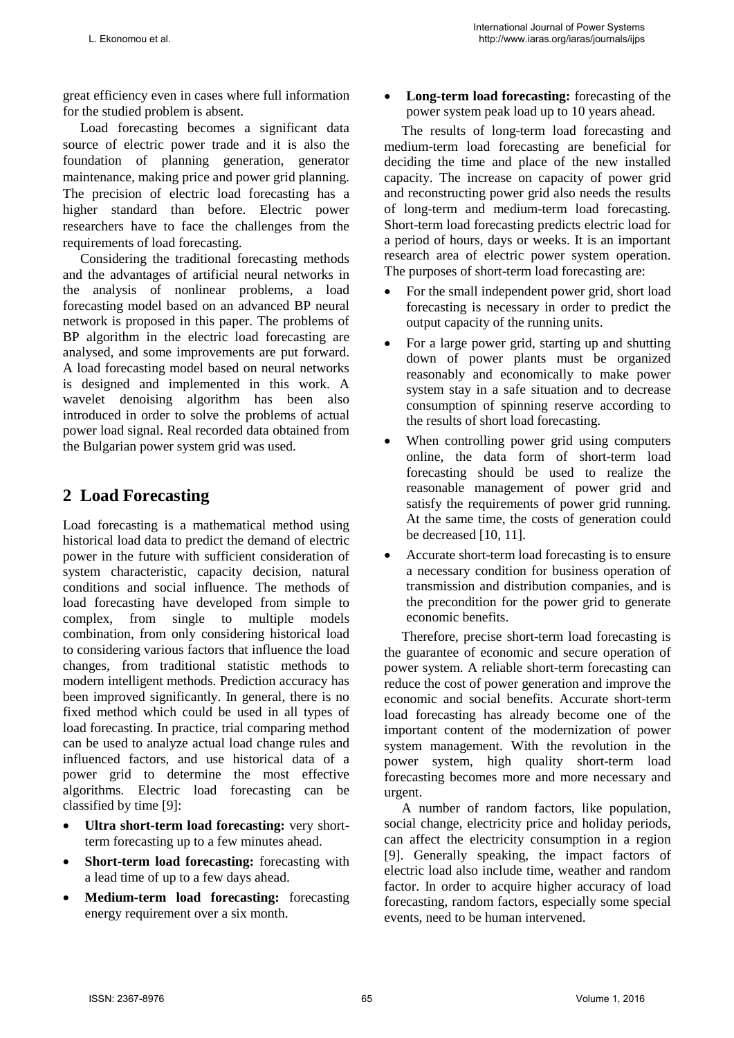great efficiency even in cases where full information for the studied problem is absent.

Load forecasting becomes a significant data source of electric power trade and it is also the foundation of planning generation, generator maintenance, making price and power grid planning. The precision of electric load forecasting has a higher standard than before. Electric power researchers have to face the challenges from the requirements of load forecasting.

Considering the traditional forecasting methods and the advantages of artificial neural networks in the analysis of nonlinear problems, a load forecasting model based on an advanced BP neural network is proposed in this paper. The problems of BP algorithm in the electric load forecasting are analysed, and some improvements are put forward. A load forecasting model based on neural networks is designed and implemented in this work. A wavelet denoising algorithm has been also introduced in order to solve the problems of actual power load signal. Real recorded data obtained from the Bulgarian power system grid was used.

## 2 Load Forecasting

Load forecasting is a mathematical method using historical load data to predict the demand of electric power in the future with sufficient consideration of system characteristic, capacity decision, natural conditions and social influence. The methods of load forecasting have developed from simple to complex, from single to multiple models combination, from only considering historical load to considering various factors that influence the load changes, from traditional statistic methods to modern intelligent methods. Prediction accuracy has been improved significantly. In general, there is no fixed method which could be used in all types of load forecasting. In practice, trial comparing method can be used to analyze actual load change rules and influenced factors, and use historical data of a power grid to determine the most effective algorithms. Electric load forecasting can be classified by time [9]:

- **Ultra short-term load forecasting:** very short-term forecasting up to a few minutes ahead.
- **Short-term load forecasting:** forecasting with a lead time of up to a few days ahead.
- **Medium-term load forecasting:** forecasting energy requirement over a six month.
- **Long-term load forecasting:** forecasting of the power system peak load up to 10 years ahead.

The results of long-term load forecasting and medium-term load forecasting are beneficial for deciding the time and place of the new installed capacity. The increase on capacity of power grid and reconstructing power grid also needs the results of long-term and medium-term load forecasting. Short-term load forecasting predicts electric load for a period of hours, days or weeks. It is an important research area of electric power system operation. The purposes of short-term load forecasting are:

- For the small independent power grid, short load forecasting is necessary in order to predict the output capacity of the running units.
- For a large power grid, starting up and shutting down of power plants must be organized reasonably and economically to make power system stay in a safe situation and to decrease consumption of spinning reserve according to the results of short load forecasting.
- When controlling power grid using computers online, the data form of short-term load forecasting should be used to realize the reasonable management of power grid and satisfy the requirements of power grid running. At the same time, the costs of generation could be decreased [10, 11].
- Accurate short-term load forecasting is to ensure a necessary condition for business operation of transmission and distribution companies, and is the precondition for the power grid to generate economic benefits.

Therefore, precise short-term load forecasting is the guarantee of economic and secure operation of power system. A reliable short-term forecasting can reduce the cost of power generation and improve the economic and social benefits. Accurate short-term load forecasting has already become one of the important content of the modernization of power system management. With the revolution in the power system, high quality short-term load forecasting becomes more and more necessary and urgent.

A number of random factors, like population, social change, electricity price and holiday periods, can affect the electricity consumption in a region [9]. Generally speaking, the impact factors of electric load also include time, weather and random factor. In order to acquire higher accuracy of load forecasting, random factors, especially some special events, need to be human intervened.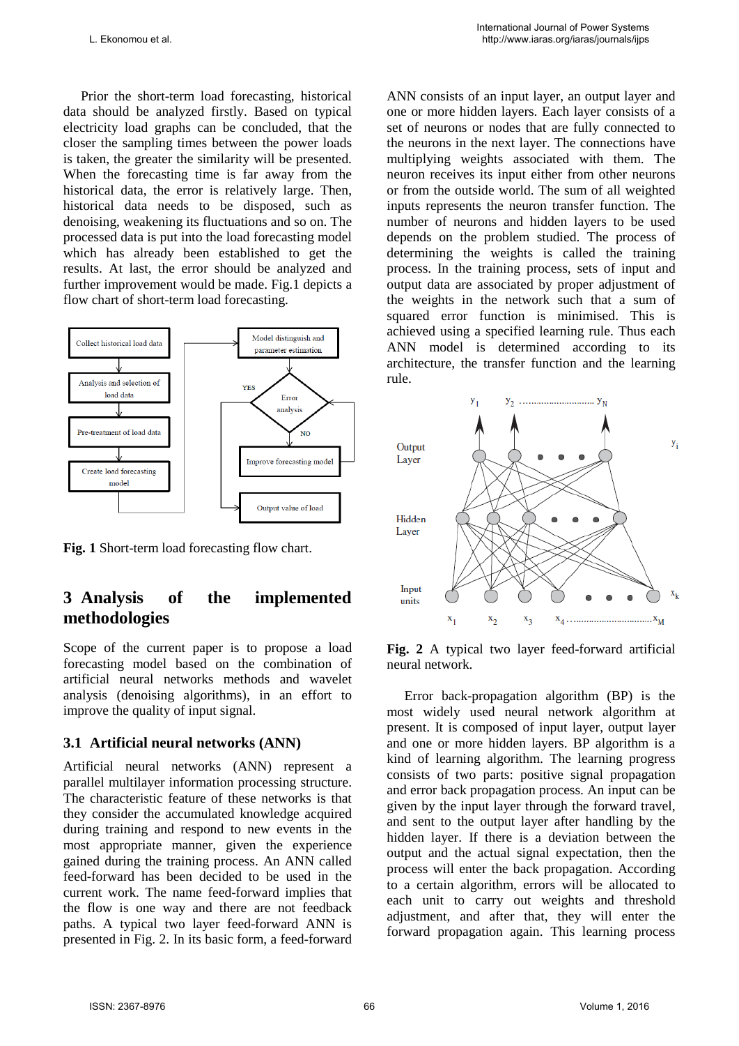Prior the short-term load forecasting, historical data should be analyzed firstly. Based on typical electricity load graphs can be concluded, that the closer the sampling times between the power loads is taken, the greater the similarity will be presented. When the forecasting time is far away from the historical data, the error is relatively large. Then, historical data needs to be disposed, such as denoising, weakening its fluctuations and so on. The processed data is put into the load forecasting model which has already been established to get the results. At last, the error should be analyzed and further improvement would be made. Fig.1 depicts a flow chart of short-term load forecasting.

**Fig. 1** Short-term load forecasting flow chart.

## 3 Analysis of the implemented methodologies

Scope of the current paper is to propose a load forecasting model based on the combination of artificial neural networks methods and wavelet analysis (denoising algorithms), in an effort to improve the quality of input signal.

### 3.1 Artificial neural networks (ANN)

Artificial neural networks (ANN) represent a parallel multilayer information processing structure. The characteristic feature of these networks is that they consider the accumulated knowledge acquired during training and respond to new events in the most appropriate manner, given the experience gained during the training process. An ANN called feed-forward has been decided to be used in the current work. The name feed-forward implies that the flow is one way and there are not feedback paths. A typical two layer feed-forward ANN is presented in Fig. 2. In its basic form, a feed-forward ANN consists of an input layer, an output layer and one or more hidden layers. Each layer consists of a set of neurons or nodes that are fully connected to the neurons in the next layer. The connections have multiplying weights associated with them. The neuron receives its input either from other neurons or from the outside world. The sum of all weighted inputs represents the neuron transfer function. The number of neurons and hidden layers to be used depends on the problem studied. The process of determining the weights is called the training process. In the training process, sets of input and output data are associated by proper adjustment of the weights in the network such that a sum of squared error function is minimised. This is achieved using a specified learning rule. Thus each ANN model is determined according to its architecture, the transfer function and the learning rule.

**Fig. 2** A typical two layer feed-forward artificial neural network.

Error back-propagation algorithm (BP) is the most widely used neural network algorithm at present. It is composed of input layer, output layer and one or more hidden layers. BP algorithm is a kind of learning algorithm. The learning progress consists of two parts: positive signal propagation and error back propagation process. An input can be given by the input layer through the forward travel, and sent to the output layer after handling by the hidden layer. If there is a deviation between the output and the actual signal expectation, then the process will enter the back propagation. According to a certain algorithm, errors will be allocated to each unit to carry out weights and threshold adjustment, and after that, they will enter the forward propagation again. This learning process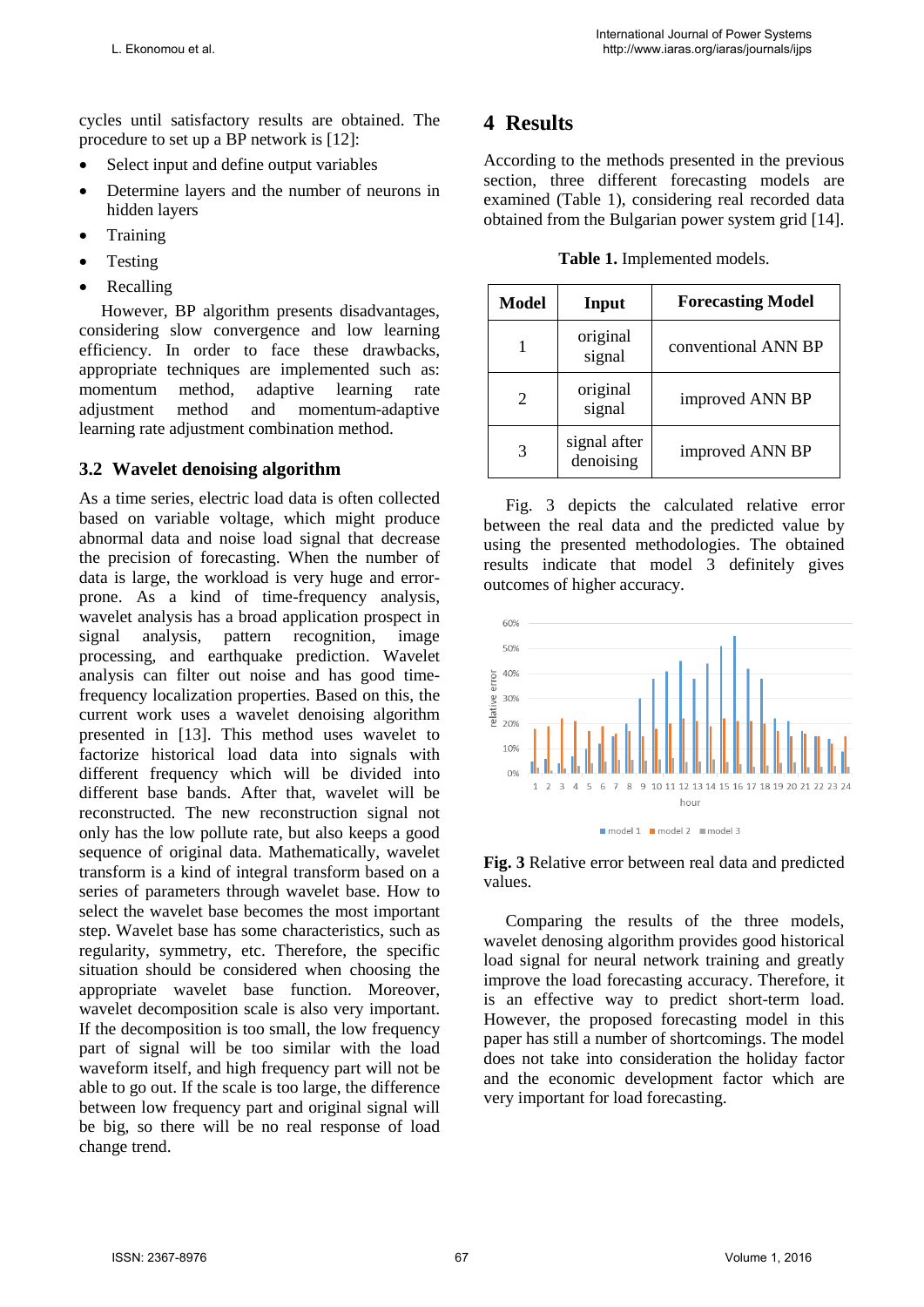cycles until satisfactory results are obtained. The procedure to set up a BP network is [12]:

- Select input and define output variables
- Determine layers and the number of neurons in hidden layers
- Training
- Testing
- Recalling

However, BP algorithm presents disadvantages, considering slow convergence and low learning efficiency. In order to face these drawbacks, appropriate techniques are implemented such as: momentum method, adaptive learning rate adjustment method and momentum-adaptive learning rate adjustment combination method.

### 3.2 Wavelet denoising algorithm

As a time series, electric load data is often collected based on variable voltage, which might produce abnormal data and noise load signal that decrease the precision of forecasting. When the number of data is large, the workload is very huge and error-prone. As a kind of time-frequency analysis, wavelet analysis has a broad application prospect in signal analysis, pattern recognition, image processing, and earthquake prediction. Wavelet analysis can filter out noise and has good time-frequency localization properties. Based on this, the current work uses a wavelet denoising algorithm presented in [13]. This method uses wavelet to factorize historical load data into signals with different frequency which will be divided into different base bands. After that, wavelet will be reconstructed. The new reconstruction signal not only has the low pollute rate, but also keeps a good sequence of original data. Mathematically, wavelet transform is a kind of integral transform based on a series of parameters through wavelet base. How to select the wavelet base becomes the most important step. Wavelet base has some characteristics, such as regularity, symmetry, etc. Therefore, the specific situation should be considered when choosing the appropriate wavelet base function. Moreover, wavelet decomposition scale is also very important. If the decomposition scale is too small, the low frequency part of signal will be too similar with the load waveform itself, and high frequency part will not be able to go out. If the scale is too large, the difference between low frequency part and original signal will be big, so there will be no real response of load change trend.

## 4 Results

According to the methods presented in the previous section, three different forecasting models are examined (Table 1), considering real recorded data obtained from the Bulgarian power system grid [14].

**Table 1.** Implemented models.

| Model | Input | Forecasting Model |
|---|---|---|
| 1 | original signal | conventional ANN BP |
| 2 | original signal | improved ANN BP |
| 3 | signal after denoising | improved ANN BP |

Fig. 3 depicts the calculated relative error between the real data and the predicted value by using the presented methodologies. The obtained results indicate that model 3 definitely gives outcomes of higher accuracy.

**Fig. 3** Relative error between real data and predicted values.

Comparing the results of the three models, wavelet denosing algorithm provides good historical load signal for neural network training and greatly improve the load forecasting accuracy. Therefore, it is an effective way to predict short-term load. However, the proposed forecasting model in this paper has still a number of shortcomings. The model does not take into consideration the holiday factor and the economic development factor which are very important for load forecasting.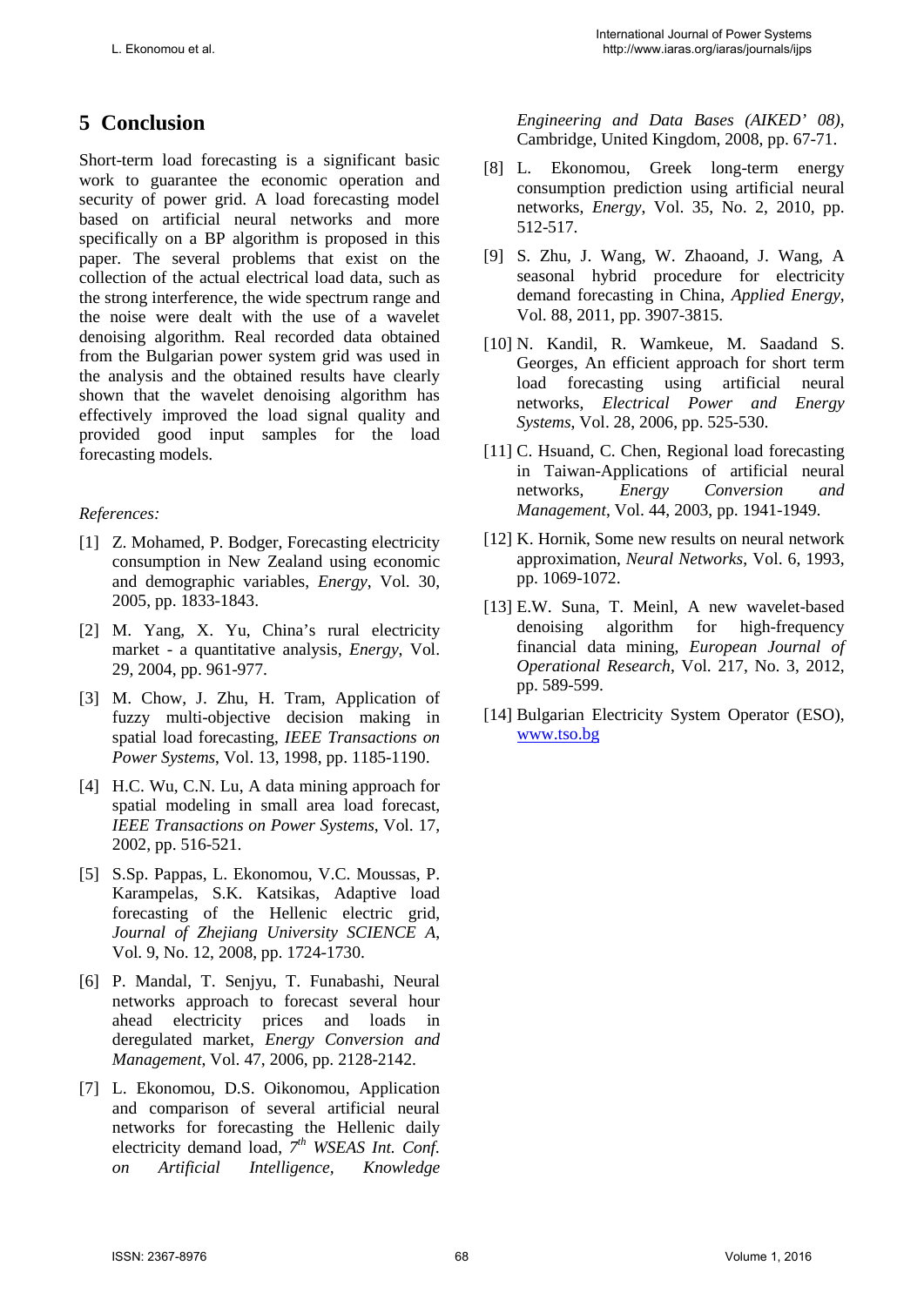## 5 Conclusion

Short-term load forecasting is a significant basic work to guarantee the economic operation and security of power grid. A load forecasting model based on artificial neural networks and more specifically on a BP algorithm is proposed in this paper. The several problems that exist on the collection of the actual electrical load data, such as the strong interference, the wide spectrum range and the noise were dealt with the use of a wavelet denoising algorithm. Real recorded data obtained from the Bulgarian power system grid was used in the analysis and the obtained results have clearly shown that the wavelet denoising algorithm has effectively improved the load signal quality and provided good input samples for the load forecasting models.

*References:*

[1] Z. Mohamed, P. Bodger, Forecasting electricity consumption in New Zealand using economic and demographic variables, *Energy*, Vol. 30, 2005, pp. 1833-1843.

[2] M. Yang, X. Yu, China's rural electricity market - a quantitative analysis, *Energy*, Vol. 29, 2004, pp. 961-977.

[3] M. Chow, J. Zhu, H. Tram, Application of fuzzy multi-objective decision making in spatial load forecasting, *IEEE Transactions on Power Systems*, Vol. 13, 1998, pp. 1185-1190.

[4] H.C. Wu, C.N. Lu, A data mining approach for spatial modeling in small area load forecast, *IEEE Transactions on Power Systems*, Vol. 17, 2002, pp. 516-521.

[5] S.Sp. Pappas, L. Ekonomou, V.C. Moussas, P. Karampelas, S.K. Katsikas, Adaptive load forecasting of the Hellenic electric grid, *Journal of Zhejiang University SCIENCE A*, Vol. 9, No. 12, 2008, pp. 1724-1730.

[6] P. Mandal, T. Senjyu, T. Funabashi, Neural networks approach to forecast several hour ahead electricity prices and loads in deregulated market, *Energy Conversion and Management*, Vol. 47, 2006, pp. 2128-2142.

[7] L. Ekonomou, D.S. Oikonomou, Application and comparison of several artificial neural networks for forecasting the Hellenic daily electricity demand load, *7th WSEAS Int. Conf. on Artificial Intelligence, Knowledge Engineering and Data Bases (AIKED' 08)*, Cambridge, United Kingdom, 2008, pp. 67-71.

[8] L. Ekonomou, Greek long-term energy consumption prediction using artificial neural networks, *Energy*, Vol. 35, No. 2, 2010, pp. 512-517.

[9] S. Zhu, J. Wang, W. Zhaoand, J. Wang, A seasonal hybrid procedure for electricity demand forecasting in China, *Applied Energy*, Vol. 88, 2011, pp. 3907-3815.

[10] N. Kandil, R. Wamkeue, M. Saadand S. Georges, An efficient approach for short term load forecasting using artificial neural networks, *Electrical Power and Energy Systems*, Vol. 28, 2006, pp. 525-530.

[11] C. Hsuand, C. Chen, Regional load forecasting in Taiwan-Applications of artificial neural networks, *Energy Conversion and Management*, Vol. 44, 2003, pp. 1941-1949.

[12] K. Hornik, Some new results on neural network approximation, *Neural Networks*, Vol. 6, 1993, pp. 1069-1072.

[13] E.W. Suna, T. Meinl, A new wavelet-based denoising algorithm for high-frequency financial data mining, *European Journal of Operational Research*, Vol. 217, No. 3, 2012, pp. 589-599.

[14] Bulgarian Electricity System Operator (ESO), www.tso.bg